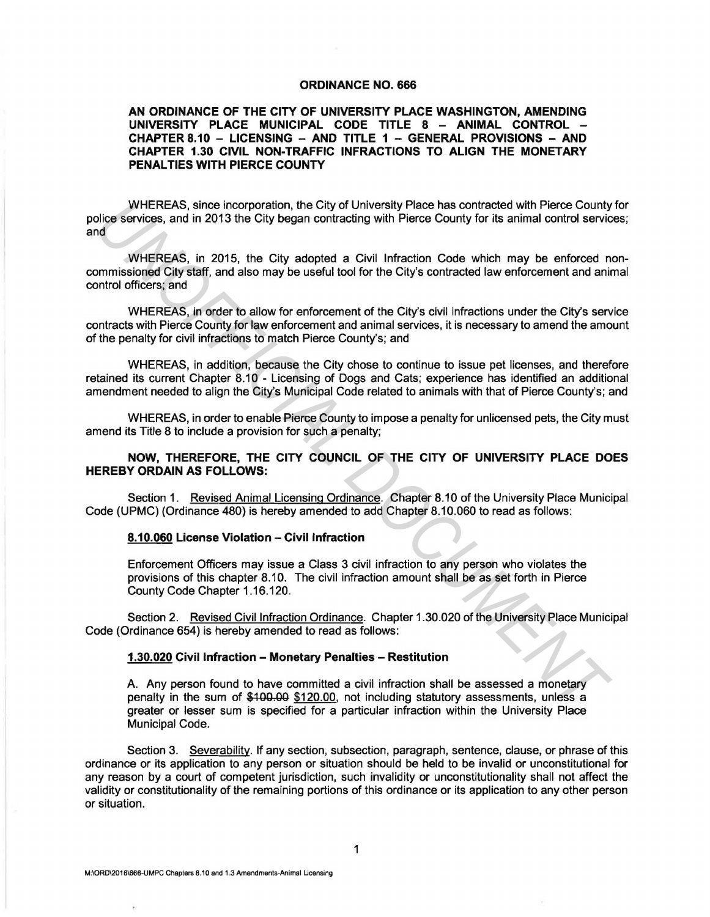**ORDINANCE NO. 666**

**AN ORDINANCE OF THE CITY OF UNIVERSITY PLACE WASHINGTON, AMENDING UNIVERSITY PLACE MUNICIPAL CODE TITLE 8 – ANIMAL CONTROL – CHAPTER 8.10 – LICENSING – AND TITLE 1 – GENERAL PROVISIONS – AND CHAPTER 1.30 CIVIL NON-TRAFFIC INFRACTIONS TO ALIGN THE MONETARY PENALTIES WITH PIERCE COUNTY**

WHEREAS, since incorporation, the City of University Place has contracted with Pierce County for police services, and in 2013 the City began contracting with Pierce County for its animal control services; and

WHEREAS, in 2015, the City adopted a Civil Infraction Code which may be enforced non-commissioned City staff, and also may be useful tool for the City's contracted law enforcement and animal control officers; and

WHEREAS, in order to allow for enforcement of the City's civil infractions under the City's service contracts with Pierce County for law enforcement and animal services, it is necessary to amend the amount of the penalty for civil infractions to match Pierce County's; and

WHEREAS, in addition, because the City chose to continue to issue pet licenses, and therefore retained its current Chapter 8.10 - Licensing of Dogs and Cats; experience has identified an additional amendment needed to align the City's Municipal Code related to animals with that of Pierce County's; and

WHEREAS, in order to enable Pierce County to impose a penalty for unlicensed pets, the City must amend its Title 8 to include a provision for such a penalty;

**NOW, THEREFORE, THE CITY COUNCIL OF THE CITY OF UNIVERSITY PLACE DOES HEREBY ORDAIN AS FOLLOWS:**

Section 1. Revised Animal Licensing Ordinance. Chapter 8.10 of the University Place Municipal Code (UPMC) (Ordinance 480) is hereby amended to add Chapter 8.10.060 to read as follows:

**8.10.060 License Violation – Civil Infraction**

Enforcement Officers may issue a Class 3 civil infraction to any person who violates the provisions of this chapter 8.10. The civil infraction amount shall be as set forth in Pierce County Code Chapter 1.16.120.

Section 2. Revised Civil Infraction Ordinance. Chapter 1.30.020 of the University Place Municipal Code (Ordinance 654) is hereby amended to read as follows:

**1.30.020 Civil Infraction – Monetary Penalties – Restitution**

A. Any person found to have committed a civil infraction shall be assessed a monetary penalty in the sum of ~~$100.00~~ $120.00, not including statutory assessments, unless a greater or lesser sum is specified for a particular infraction within the University Place Municipal Code.

Section 3. Severability. If any section, subsection, paragraph, sentence, clause, or phrase of this ordinance or its application to any person or situation should be held to be invalid or unconstitutional for any reason by a court of competent jurisdiction, such invalidity or unconstitutionality shall not affect the validity or constitutionality of the remaining portions of this ordinance or its application to any other person or situation.

M:\ORD\2016\666-UMPC Chapters 8.10 and 1.3 Amendments-Animal Licensing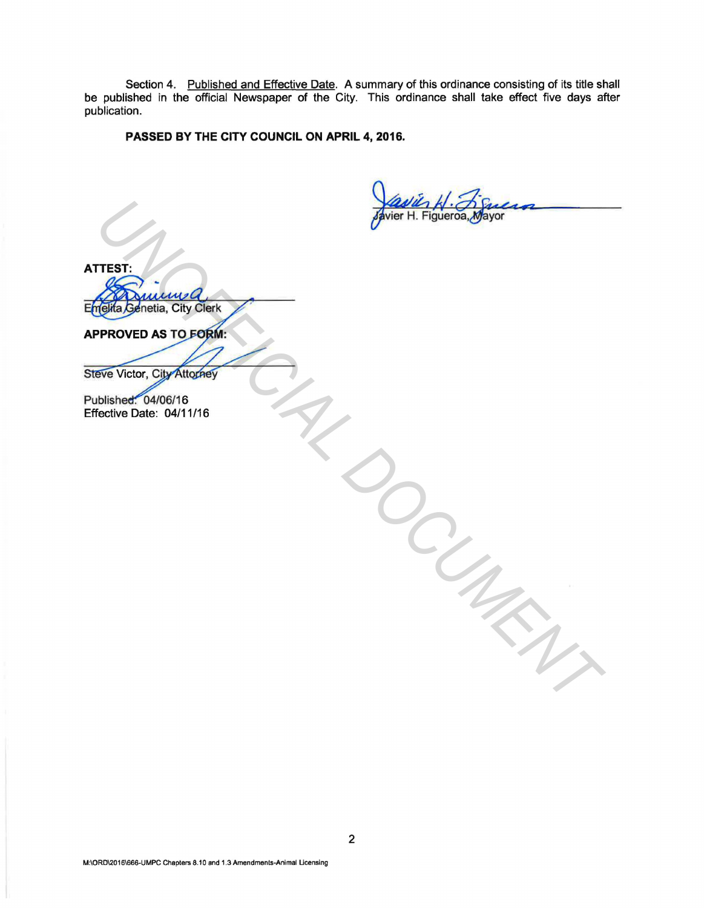Section 4. Published and Effective Date. A summary of this ordinance consisting of its title shall be published in the official Newspaper of the City. This ordinance shall take effect five days after publication.

**PASSED BY THE CITY COUNCIL ON APRIL 4, 2016.**

Javier H. Figueroa, Mayor

**ATTEST:**

Emelita Genetia, City Clerk

**APPROVED AS TO FORM:**

Steve Victor, City Attorney

Published: 04/06/16
Effective Date: 04/11/16

UNOFFICIAL DOCUMENT

M:\ORD\2016\666-UMPC Chapters 8.10 and 1.3 Amendments-Animal Licensing